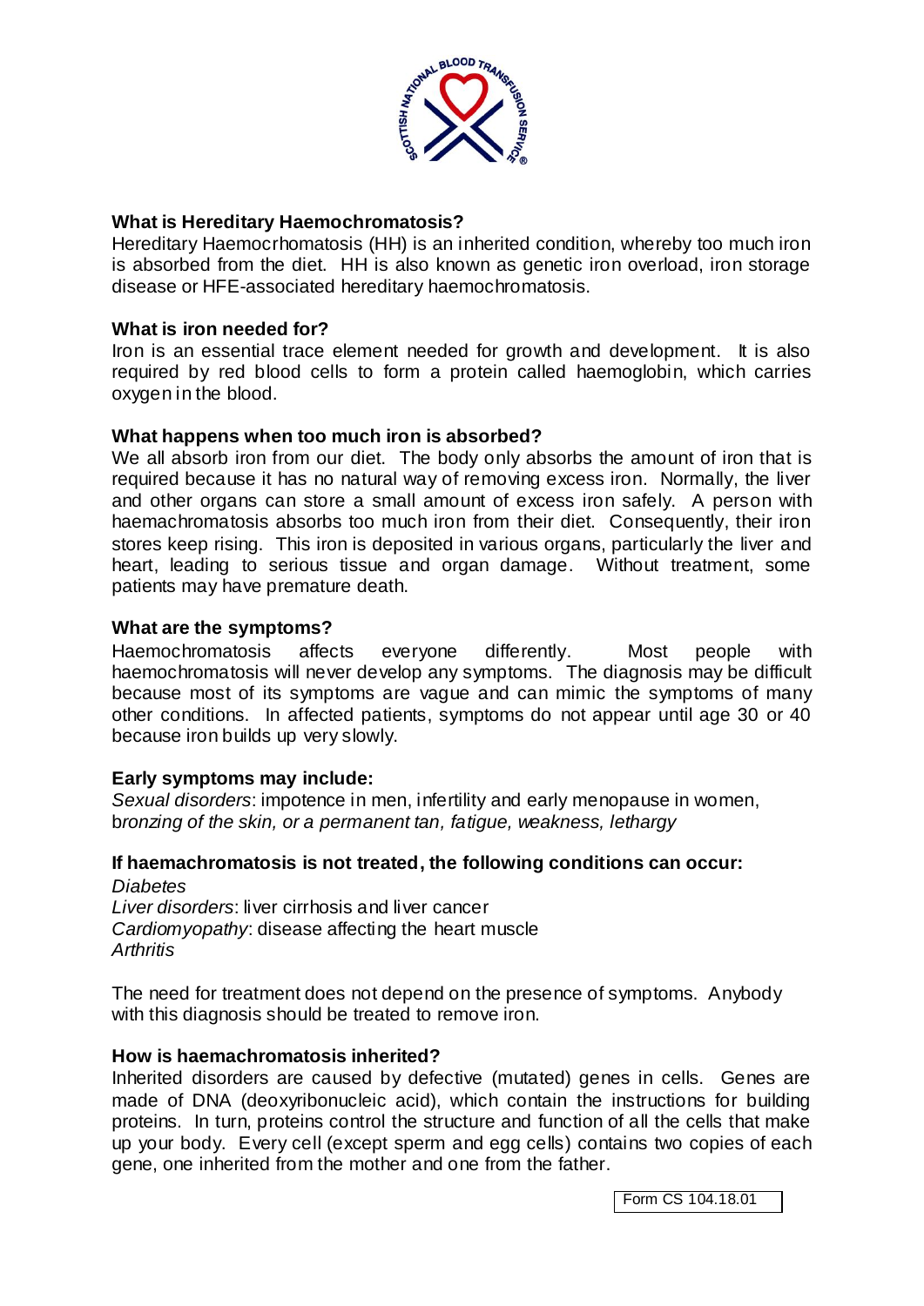### What is Hereditary Haemochromatosis?

Hereditary Haemocrhomatosis (HH) is an inherited condition, whereby too much iron is absorbed from the diet. HH is also known as genetic iron overload, iron storage disease or HFE-associated hereditary haemochromatosis.

### What is iron needed for?

Iron is an essential trace element needed for growth and development. It is also required by red blood cells to form a protein called haemoglobin, which carries oxygen in the blood.

### What happens when too much iron is absorbed?

We all absorb iron from our diet. The body only absorbs the amount of iron that is required because it has no natural way of removing excess iron. Normally, the liver and other organs can store a small amount of excess iron safely. A person with haemachromatosis absorbs too much iron from their diet. Consequently, their iron stores keep rising. This iron is deposited in various organs, particularly the liver and heart, leading to serious tissue and organ damage. Without treatment, some patients may have premature death.

### What are the symptoms?

Haemochromatosis affects everyone differently. Most people with haemochromatosis will never develop any symptoms. The diagnosis may be difficult because most of its symptoms are vague and can mimic the symptoms of many other conditions. In affected patients, symptoms do not appear until age 30 or 40 because iron builds up very slowly.

### Early symptoms may include:

*Sexual disorders*: impotence in men, infertility and early menopause in women, b*ronzing of the skin, or a permanent tan, fatigue, weakness, lethargy*

### If haemachromatosis is not treated, the following conditions can occur:

*Diabetes*
*Liver disorders*: liver cirrhosis and liver cancer
*Cardiomyopathy*: disease affecting the heart muscle
*Arthritis*

The need for treatment does not depend on the presence of symptoms. Anybody with this diagnosis should be treated to remove iron.

### How is haemachromatosis inherited?

Inherited disorders are caused by defective (mutated) genes in cells. Genes are made of DNA (deoxyribonucleic acid), which contain the instructions for building proteins. In turn, proteins control the structure and function of all the cells that make up your body. Every cell (except sperm and egg cells) contains two copies of each gene, one inherited from the mother and one from the father.

Form CS 104.18.01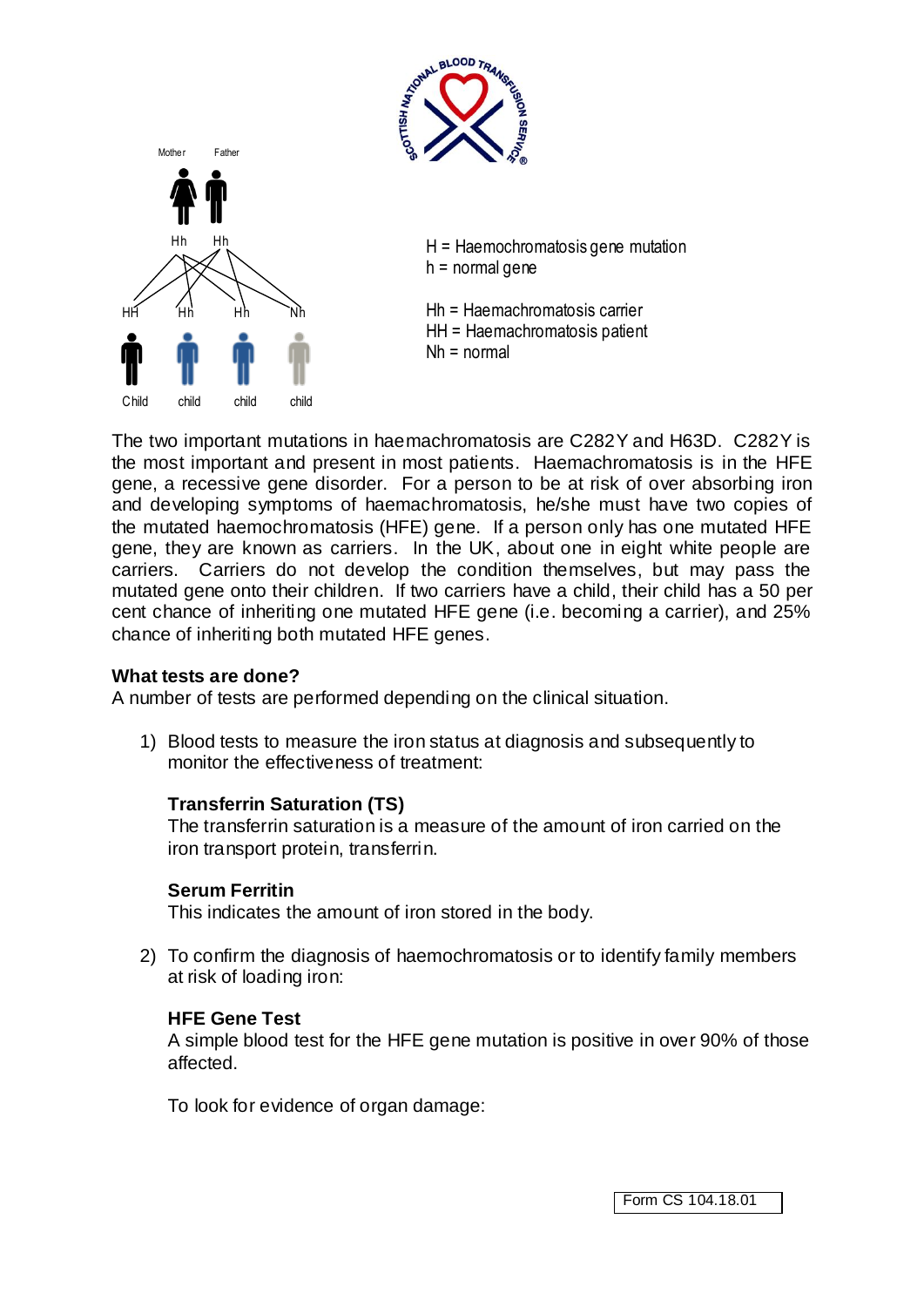Mother Father

Hh Hh

HH Hh Hh Nh

Child child child child

H = Haemochromatosis gene mutation
h = normal gene

Hh = Haemachromatosis carrier
HH = Haemachromatosis patient
Nh = normal

The two important mutations in haemachromatosis are C282Y and H63D. C282Y is the most important and present in most patients. Haemachromatosis is in the HFE gene, a recessive gene disorder. For a person to be at risk of over absorbing iron and developing symptoms of haemachromatosis, he/she must have two copies of the mutated haemochromatosis (HFE) gene. If a person only has one mutated HFE gene, they are known as carriers. In the UK, about one in eight white people are carriers. Carriers do not develop the condition themselves, but may pass the mutated gene onto their children. If two carriers have a child, their child has a 50 per cent chance of inheriting one mutated HFE gene (i.e. becoming a carrier), and 25% chance of inheriting both mutated HFE genes.

**What tests are done?**
A number of tests are performed depending on the clinical situation.

1) Blood tests to measure the iron status at diagnosis and subsequently to monitor the effectiveness of treatment:

   **Transferrin Saturation (TS)**
   The transferrin saturation is a measure of the amount of iron carried on the iron transport protein, transferrin.

   **Serum Ferritin**
   This indicates the amount of iron stored in the body.

2) To confirm the diagnosis of haemochromatosis or to identify family members at risk of loading iron:

   **HFE Gene Test**
   A simple blood test for the HFE gene mutation is positive in over 90% of those affected.

   To look for evidence of organ damage:

Form CS 104.18.01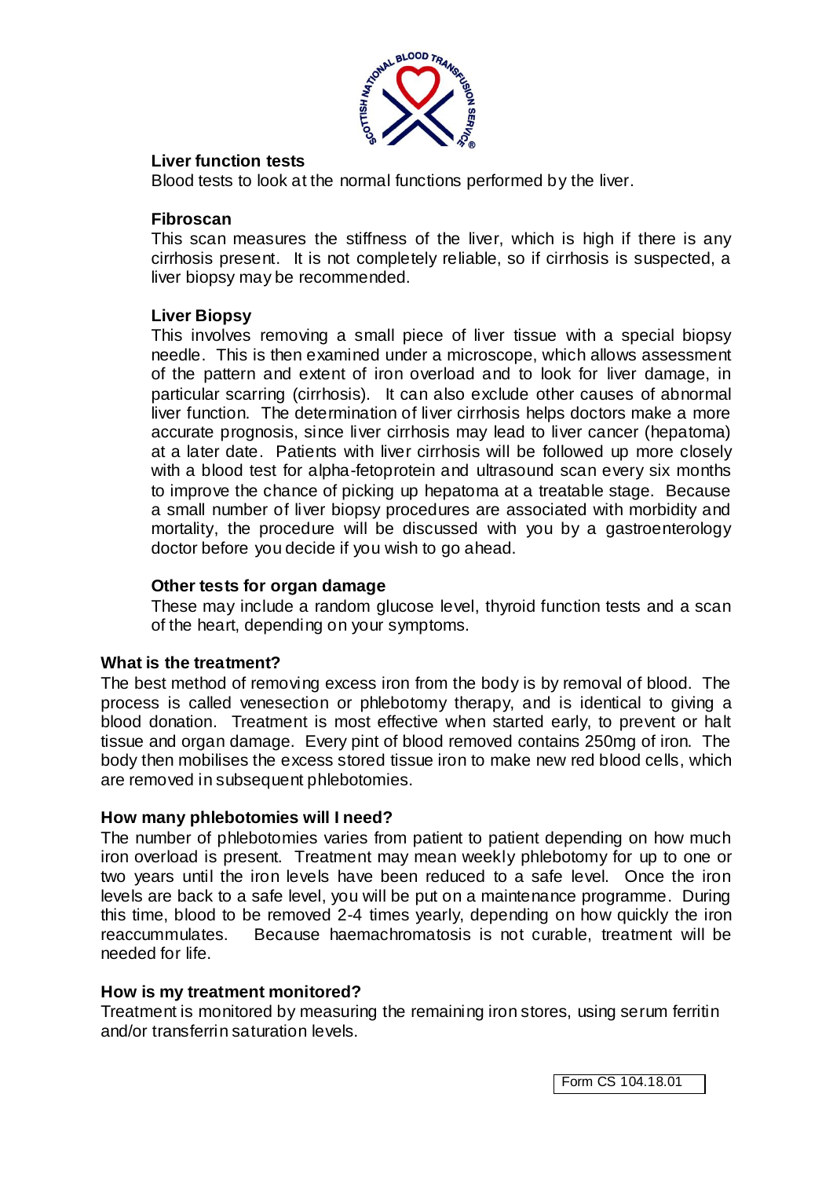### Liver function tests

Blood tests to look at the normal functions performed by the liver.

### Fibroscan

This scan measures the stiffness of the liver, which is high if there is any cirrhosis present. It is not completely reliable, so if cirrhosis is suspected, a liver biopsy may be recommended.

### Liver Biopsy

This involves removing a small piece of liver tissue with a special biopsy needle. This is then examined under a microscope, which allows assessment of the pattern and extent of iron overload and to look for liver damage, in particular scarring (cirrhosis). It can also exclude other causes of abnormal liver function. The determination of liver cirrhosis helps doctors make a more accurate prognosis, since liver cirrhosis may lead to liver cancer (hepatoma) at a later date. Patients with liver cirrhosis will be followed up more closely with a blood test for alpha-fetoprotein and ultrasound scan every six months to improve the chance of picking up hepatoma at a treatable stage. Because a small number of liver biopsy procedures are associated with morbidity and mortality, the procedure will be discussed with you by a gastroenterology doctor before you decide if you wish to go ahead.

### Other tests for organ damage

These may include a random glucose level, thyroid function tests and a scan of the heart, depending on your symptoms.

## What is the treatment?

The best method of removing excess iron from the body is by removal of blood. The process is called venesection or phlebotomy therapy, and is identical to giving a blood donation. Treatment is most effective when started early, to prevent or halt tissue and organ damage. Every pint of blood removed contains 250mg of iron. The body then mobilises the excess stored tissue iron to make new red blood cells, which are removed in subsequent phlebotomies.

## How many phlebotomies will I need?

The number of phlebotomies varies from patient to patient depending on how much iron overload is present. Treatment may mean weekly phlebotomy for up to one or two years until the iron levels have been reduced to a safe level. Once the iron levels are back to a safe level, you will be put on a maintenance programme. During this time, blood to be removed 2-4 times yearly, depending on how quickly the iron reaccummulates. Because haemachromatosis is not curable, treatment will be needed for life.

## How is my treatment monitored?

Treatment is monitored by measuring the remaining iron stores, using serum ferritin and/or transferrin saturation levels.

Form CS 104.18.01